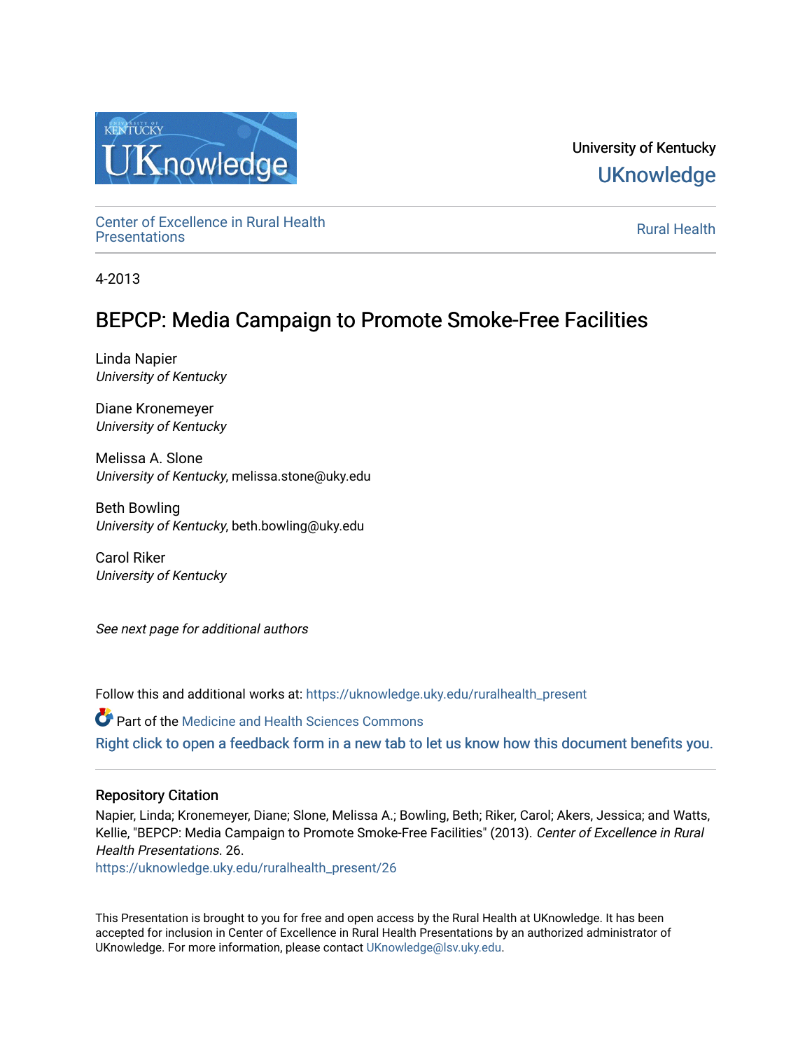University of Kentucky

UKnowledge

Center of Excellence in Rural Health Presentations

Rural Health

4-2013

# BEPCP: Media Campaign to Promote Smoke-Free Facilities

Linda Napier
*University of Kentucky*

Diane Kronemeyer
*University of Kentucky*

Melissa A. Slone
*University of Kentucky*, melissa.stone@uky.edu

Beth Bowling
*University of Kentucky*, beth.bowling@uky.edu

Carol Riker
*University of Kentucky*

*See next page for additional authors*

Follow this and additional works at: https://uknowledge.uky.edu/ruralhealth_present

Part of the Medicine and Health Sciences Commons

Right click to open a feedback form in a new tab to let us know how this document benefits you.

## Repository Citation

Napier, Linda; Kronemeyer, Diane; Slone, Melissa A.; Bowling, Beth; Riker, Carol; Akers, Jessica; and Watts, Kellie, "BEPCP: Media Campaign to Promote Smoke-Free Facilities" (2013). *Center of Excellence in Rural Health Presentations*. 26.
https://uknowledge.uky.edu/ruralhealth_present/26

This Presentation is brought to you for free and open access by the Rural Health at UKnowledge. It has been accepted for inclusion in Center of Excellence in Rural Health Presentations by an authorized administrator of UKnowledge. For more information, please contact UKnowledge@lsv.uky.edu.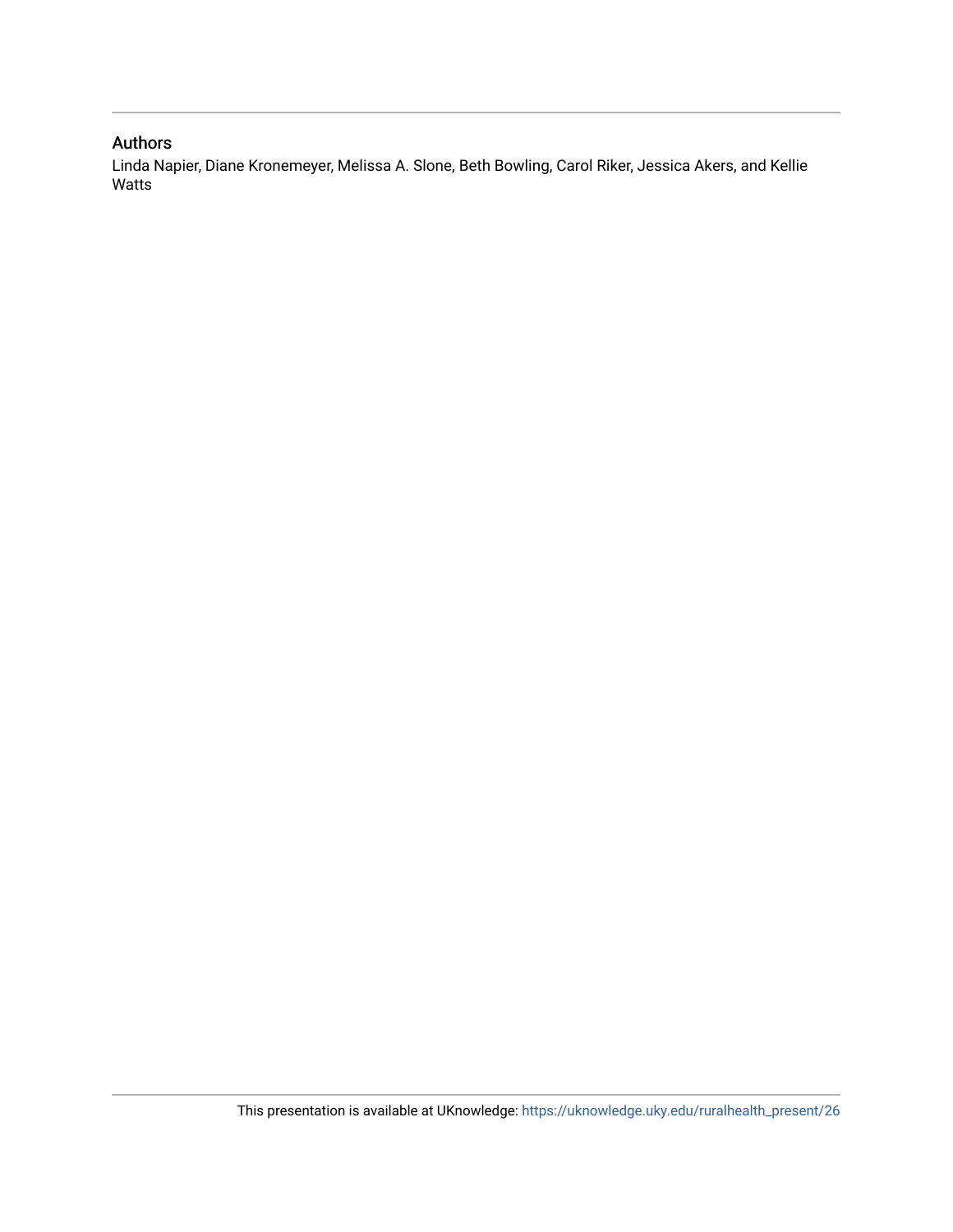## Authors

Linda Napier, Diane Kronemeyer, Melissa A. Slone, Beth Bowling, Carol Riker, Jessica Akers, and Kellie Watts

This presentation is available at UKnowledge: https://uknowledge.uky.edu/ruralhealth_present/26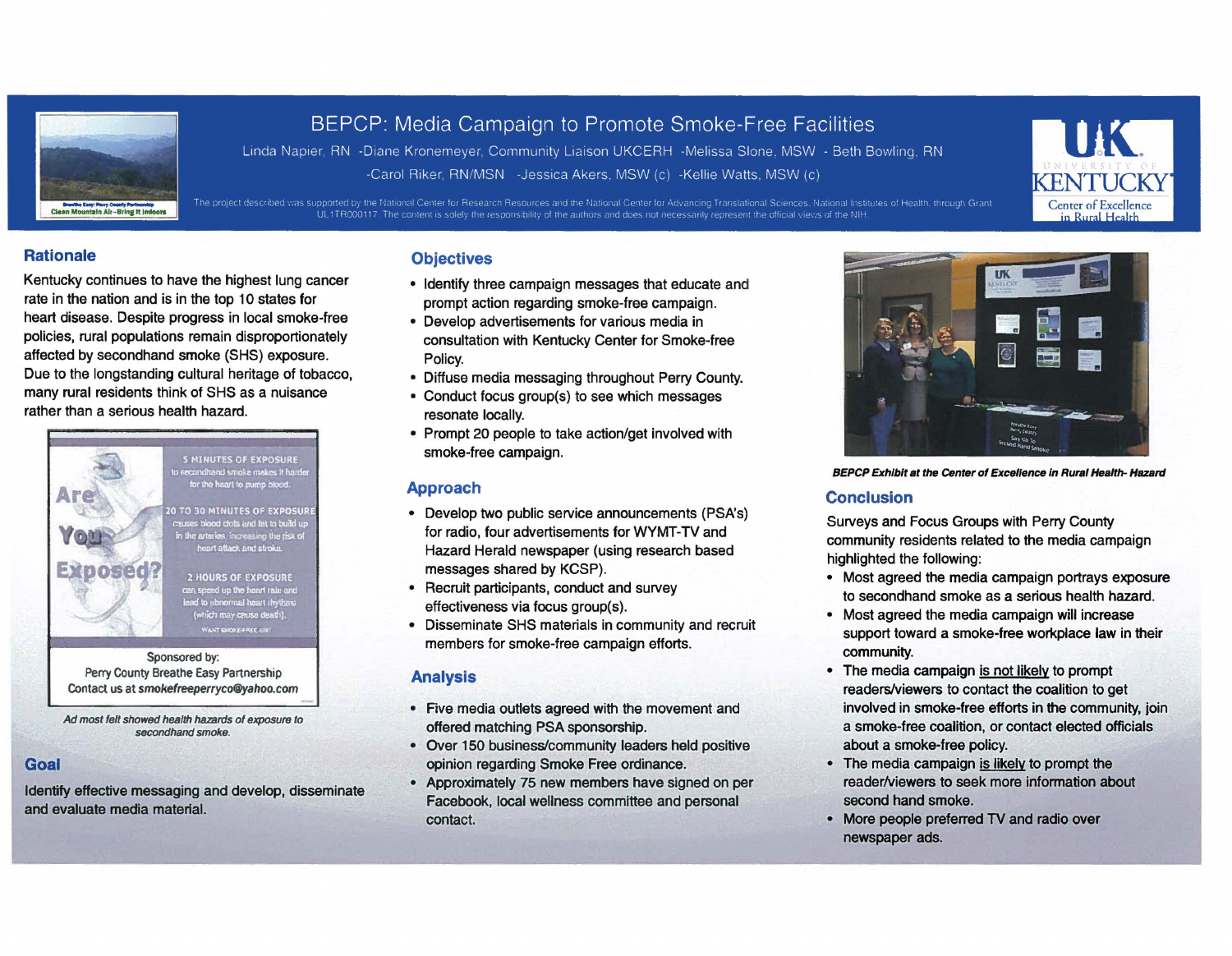# BEPCP: Media Campaign to Promote Smoke-Free Facilities

Linda Napier, RN -Diane Kronemeyer, Community Liaison UKCERH -Melissa Slone, MSW - Beth Bowling, RN -Carol Riker, RN/MSN -Jessica Akers, MSW (c) -Kellie Watts, MSW (c)

The project described was supported by the National Center for Research Resources and the National Center for Advancing Translational Sciences, National Institutes of Health, through Grant UL1TR000117. The content is solely the responsibility of the authors and does not necessarily represent the official views of the NIH.

## Rationale

Kentucky continues to have the highest lung cancer rate in the nation and is in the top 10 states for heart disease. Despite progress in local smoke-free policies, rural populations remain disproportionately affected by secondhand smoke (SHS) exposure. Due to the longstanding cultural heritage of tobacco, many rural residents think of SHS as a nuisance rather than a serious health hazard.

*Ad most felt showed health hazards of exposure to secondhand smoke.*

## Goal

Identify effective messaging and develop, disseminate and evaluate media material.

## Objectives

- Identify three campaign messages that educate and prompt action regarding smoke-free campaign.
- Develop advertisements for various media in consultation with Kentucky Center for Smoke-free Policy.
- Diffuse media messaging throughout Perry County.
- Conduct focus group(s) to see which messages resonate locally.
- Prompt 20 people to take action/get involved with smoke-free campaign.

## Approach

- Develop two public service announcements (PSA's) for radio, four advertisements for WYMT-TV and Hazard Herald newspaper (using research based messages shared by KCSP).
- Recruit participants, conduct and survey effectiveness via focus group(s).
- Disseminate SHS materials in community and recruit members for smoke-free campaign efforts.

## Analysis

- Five media outlets agreed with the movement and offered matching PSA sponsorship.
- Over 150 business/community leaders held positive opinion regarding Smoke Free ordinance.
- Approximately 75 new members have signed on per Facebook, local wellness committee and personal contact.

*BEPCP Exhibit at the Center of Excellence in Rural Health- Hazard*

## Conclusion

Surveys and Focus Groups with Perry County community residents related to the media campaign highlighted the following:

- Most agreed the media campaign portrays exposure to secondhand smoke as a serious health hazard.
- Most agreed the media campaign will increase support toward a smoke-free workplace law in their community.
- The media campaign is not likely to prompt readers/viewers to contact the coalition to get involved in smoke-free efforts in the community, join a smoke-free coalition, or contact elected officials about a smoke-free policy.
- The media campaign is likely to prompt the reader/viewers to seek more information about second hand smoke.
- More people preferred TV and radio over newspaper ads.